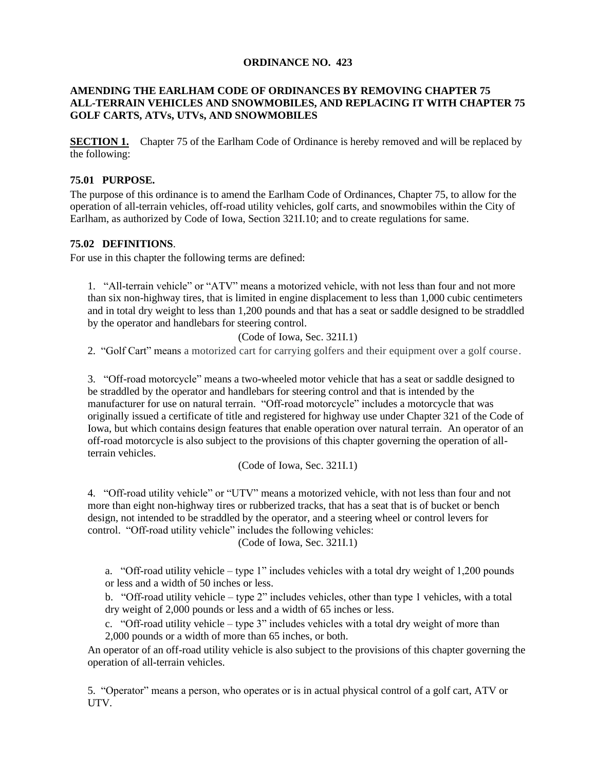# ORDINANCE NO. 423

## AMENDING THE EARLHAM CODE OF ORDINANCES BY REMOVING CHAPTER 75 ALL-TERRAIN VEHICLES AND SNOWMOBILES, AND REPLACING IT WITH CHAPTER 75 GOLF CARTS, ATVs, UTVs, AND SNOWMOBILES

**SECTION 1.** Chapter 75 of the Earlham Code of Ordinance is hereby removed and will be replaced by the following:

### 75.01 PURPOSE.

The purpose of this ordinance is to amend the Earlham Code of Ordinances, Chapter 75, to allow for the operation of all-terrain vehicles, off-road utility vehicles, golf carts, and snowmobiles within the City of Earlham, as authorized by Code of Iowa, Section 321I.10; and to create regulations for same.

### 75.02 DEFINITIONS.

For use in this chapter the following terms are defined:

1. "All-terrain vehicle" or "ATV" means a motorized vehicle, with not less than four and not more than six non-highway tires, that is limited in engine displacement to less than 1,000 cubic centimeters and in total dry weight to less than 1,200 pounds and that has a seat or saddle designed to be straddled by the operator and handlebars for steering control.

   (Code of Iowa, Sec. 321I.1)

2. "Golf Cart" means a motorized cart for carrying golfers and their equipment over a golf course.

3. "Off-road motorcycle" means a two-wheeled motor vehicle that has a seat or saddle designed to be straddled by the operator and handlebars for steering control and that is intended by the manufacturer for use on natural terrain. "Off-road motorcycle" includes a motorcycle that was originally issued a certificate of title and registered for highway use under Chapter 321 of the Code of Iowa, but which contains design features that enable operation over natural terrain. An operator of an off-road motorcycle is also subject to the provisions of this chapter governing the operation of all-terrain vehicles.

   (Code of Iowa, Sec. 321I.1)

4. "Off-road utility vehicle" or "UTV" means a motorized vehicle, with not less than four and not more than eight non-highway tires or rubberized tracks, that has a seat that is of bucket or bench design, not intended to be straddled by the operator, and a steering wheel or control levers for control. "Off-road utility vehicle" includes the following vehicles:

   (Code of Iowa, Sec. 321I.1)

   a. "Off-road utility vehicle – type 1" includes vehicles with a total dry weight of 1,200 pounds or less and a width of 50 inches or less.

   b. "Off-road utility vehicle – type 2" includes vehicles, other than type 1 vehicles, with a total dry weight of 2,000 pounds or less and a width of 65 inches or less.

   c. "Off-road utility vehicle – type 3" includes vehicles with a total dry weight of more than 2,000 pounds or a width of more than 65 inches, or both.

   An operator of an off-road utility vehicle is also subject to the provisions of this chapter governing the operation of all-terrain vehicles.

5. "Operator" means a person, who operates or is in actual physical control of a golf cart, ATV or UTV.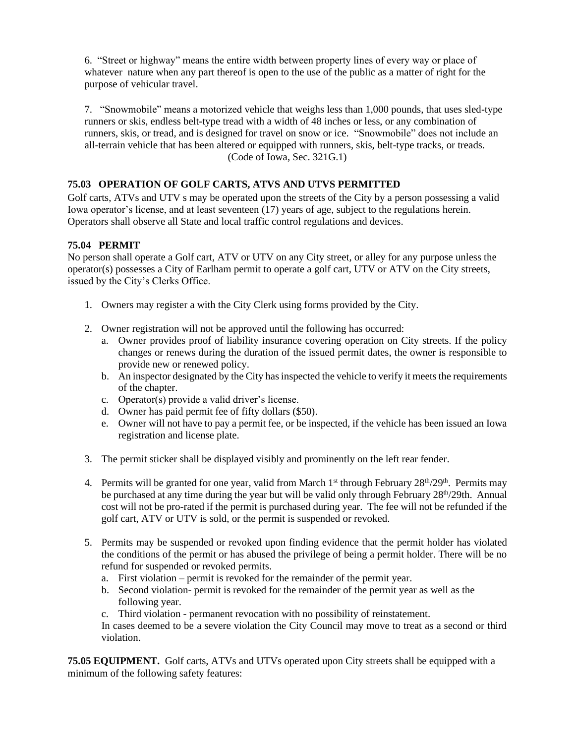6. "Street or highway" means the entire width between property lines of every way or place of whatever nature when any part thereof is open to the use of the public as a matter of right for the purpose of vehicular travel.

7. "Snowmobile" means a motorized vehicle that weighs less than 1,000 pounds, that uses sled-type runners or skis, endless belt-type tread with a width of 48 inches or less, or any combination of runners, skis, or tread, and is designed for travel on snow or ice. "Snowmobile" does not include an all-terrain vehicle that has been altered or equipped with runners, skis, belt-type tracks, or treads.

(Code of Iowa, Sec. 321G.1)

**75.03 OPERATION OF GOLF CARTS, ATVS AND UTVS PERMITTED**

Golf carts, ATVs and UTV s may be operated upon the streets of the City by a person possessing a valid Iowa operator's license, and at least seventeen (17) years of age, subject to the regulations herein. Operators shall observe all State and local traffic control regulations and devices.

**75.04 PERMIT**

No person shall operate a Golf cart, ATV or UTV on any City street, or alley for any purpose unless the operator(s) possesses a City of Earlham permit to operate a golf cart, UTV or ATV on the City streets, issued by the City's Clerks Office.

1. Owners may register a with the City Clerk using forms provided by the City.

2. Owner registration will not be approved until the following has occurred:
   a. Owner provides proof of liability insurance covering operation on City streets. If the policy changes or renews during the duration of the issued permit dates, the owner is responsible to provide new or renewed policy.
   b. An inspector designated by the City has inspected the vehicle to verify it meets the requirements of the chapter.
   c. Operator(s) provide a valid driver's license.
   d. Owner has paid permit fee of fifty dollars ($50).
   e. Owner will not have to pay a permit fee, or be inspected, if the vehicle has been issued an Iowa registration and license plate.

3. The permit sticker shall be displayed visibly and prominently on the left rear fender.

4. Permits will be granted for one year, valid from March 1st through February 28th/29th. Permits may be purchased at any time during the year but will be valid only through February 28th/29th. Annual cost will not be pro-rated if the permit is purchased during year. The fee will not be refunded if the golf cart, ATV or UTV is sold, or the permit is suspended or revoked.

5. Permits may be suspended or revoked upon finding evidence that the permit holder has violated the conditions of the permit or has abused the privilege of being a permit holder. There will be no refund for suspended or revoked permits.
   a. First violation – permit is revoked for the remainder of the permit year.
   b. Second violation- permit is revoked for the remainder of the permit year as well as the following year.
   c. Third violation - permanent revocation with no possibility of reinstatement.

   In cases deemed to be a severe violation the City Council may move to treat as a second or third violation.

**75.05 EQUIPMENT.** Golf carts, ATVs and UTVs operated upon City streets shall be equipped with a minimum of the following safety features: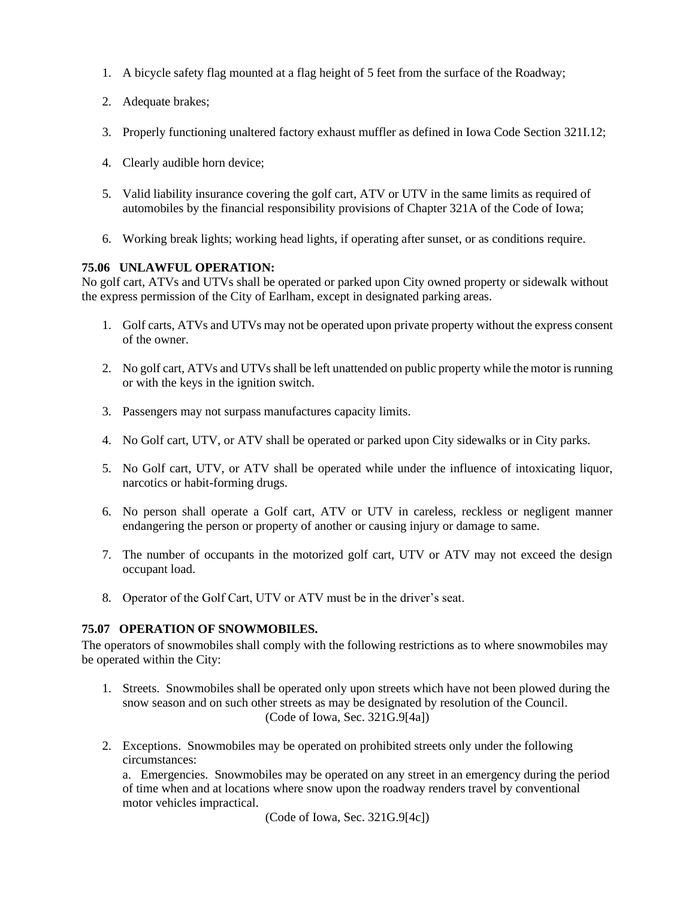1. A bicycle safety flag mounted at a flag height of 5 feet from the surface of the Roadway;

2. Adequate brakes;

3. Properly functioning unaltered factory exhaust muffler as defined in Iowa Code Section 321I.12;

4. Clearly audible horn device;

5. Valid liability insurance covering the golf cart, ATV or UTV in the same limits as required of automobiles by the financial responsibility provisions of Chapter 321A of the Code of Iowa;

6. Working break lights; working head lights, if operating after sunset, or as conditions require.

**75.06 UNLAWFUL OPERATION:**
No golf cart, ATVs and UTVs shall be operated or parked upon City owned property or sidewalk without the express permission of the City of Earlham, except in designated parking areas.

1. Golf carts, ATVs and UTVs may not be operated upon private property without the express consent of the owner.

2. No golf cart, ATVs and UTVs shall be left unattended on public property while the motor is running or with the keys in the ignition switch.

3. Passengers may not surpass manufactures capacity limits.

4. No Golf cart, UTV, or ATV shall be operated or parked upon City sidewalks or in City parks.

5. No Golf cart, UTV, or ATV shall be operated while under the influence of intoxicating liquor, narcotics or habit-forming drugs.

6. No person shall operate a Golf cart, ATV or UTV in careless, reckless or negligent manner endangering the person or property of another or causing injury or damage to same.

7. The number of occupants in the motorized golf cart, UTV or ATV may not exceed the design occupant load.

8. Operator of the Golf Cart, UTV or ATV must be in the driver's seat.

**75.07 OPERATION OF SNOWMOBILES.**
The operators of snowmobiles shall comply with the following restrictions as to where snowmobiles may be operated within the City:

1. Streets. Snowmobiles shall be operated only upon streets which have not been plowed during the snow season and on such other streets as may be designated by resolution of the Council.
   (Code of Iowa, Sec. 321G.9[4a])

2. Exceptions. Snowmobiles may be operated on prohibited streets only under the following circumstances:
   a. Emergencies. Snowmobiles may be operated on any street in an emergency during the period of time when and at locations where snow upon the roadway renders travel by conventional motor vehicles impractical.
   (Code of Iowa, Sec. 321G.9[4c])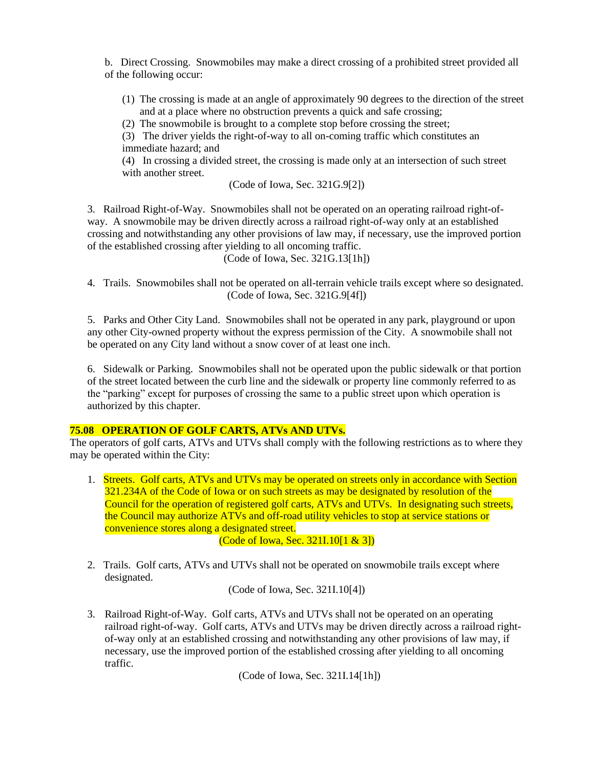b. Direct Crossing. Snowmobiles may make a direct crossing of a prohibited street provided all of the following occur:

(1) The crossing is made at an angle of approximately 90 degrees to the direction of the street and at a place where no obstruction prevents a quick and safe crossing;
(2) The snowmobile is brought to a complete stop before crossing the street;
(3) The driver yields the right-of-way to all on-coming traffic which constitutes an immediate hazard; and
(4) In crossing a divided street, the crossing is made only at an intersection of such street with another street.

(Code of Iowa, Sec. 321G.9[2])

3. Railroad Right-of-Way. Snowmobiles shall not be operated on an operating railroad right-of-way. A snowmobile may be driven directly across a railroad right-of-way only at an established crossing and notwithstanding any other provisions of law may, if necessary, use the improved portion of the established crossing after yielding to all oncoming traffic.

(Code of Iowa, Sec. 321G.13[1h])

4. Trails. Snowmobiles shall not be operated on all-terrain vehicle trails except where so designated.

(Code of Iowa, Sec. 321G.9[4f])

5. Parks and Other City Land. Snowmobiles shall not be operated in any park, playground or upon any other City-owned property without the express permission of the City. A snowmobile shall not be operated on any City land without a snow cover of at least one inch.

6. Sidewalk or Parking. Snowmobiles shall not be operated upon the public sidewalk or that portion of the street located between the curb line and the sidewalk or property line commonly referred to as the "parking" except for purposes of crossing the same to a public street upon which operation is authorized by this chapter.

**75.08 OPERATION OF GOLF CARTS, ATVs AND UTVs.**

The operators of golf carts, ATVs and UTVs shall comply with the following restrictions as to where they may be operated within the City:

1. Streets. Golf carts, ATVs and UTVs may be operated on streets only in accordance with Section 321.234A of the Code of Iowa or on such streets as may be designated by resolution of the Council for the operation of registered golf carts, ATVs and UTVs. In designating such streets, the Council may authorize ATVs and off-road utility vehicles to stop at service stations or convenience stores along a designated street.

(Code of Iowa, Sec. 321I.10[1 & 3])

2. Trails. Golf carts, ATVs and UTVs shall not be operated on snowmobile trails except where designated.

(Code of Iowa, Sec. 321I.10[4])

3. Railroad Right-of-Way. Golf carts, ATVs and UTVs shall not be operated on an operating railroad right-of-way. Golf carts, ATVs and UTVs may be driven directly across a railroad right-of-way only at an established crossing and notwithstanding any other provisions of law may, if necessary, use the improved portion of the established crossing after yielding to all oncoming traffic.

(Code of Iowa, Sec. 321I.14[1h])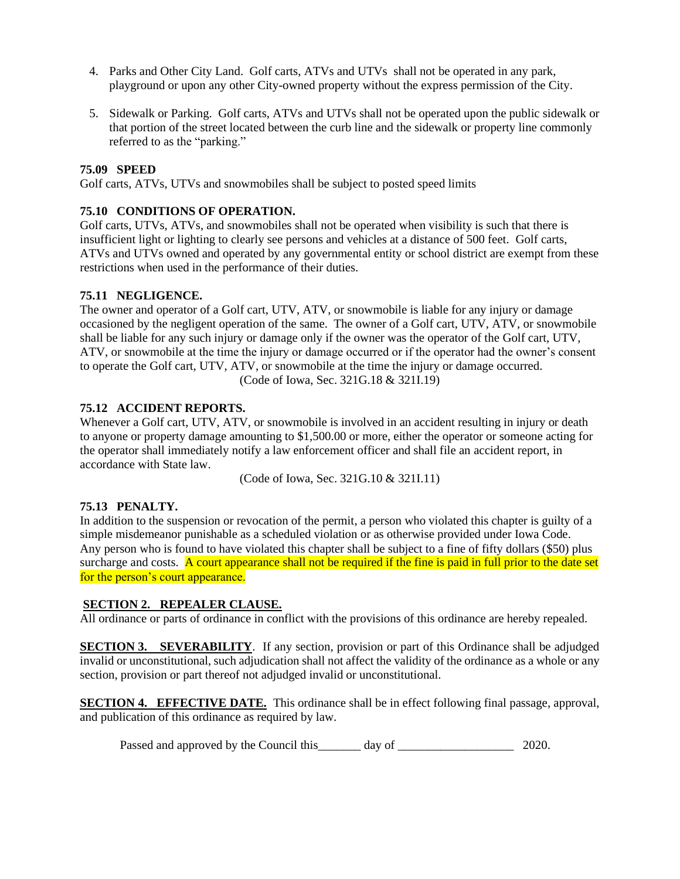4. Parks and Other City Land. Golf carts, ATVs and UTVs shall not be operated in any park, playground or upon any other City-owned property without the express permission of the City.

5. Sidewalk or Parking. Golf carts, ATVs and UTVs shall not be operated upon the public sidewalk or that portion of the street located between the curb line and the sidewalk or property line commonly referred to as the "parking."

**75.09 SPEED**

Golf carts, ATVs, UTVs and snowmobiles shall be subject to posted speed limits

**75.10 CONDITIONS OF OPERATION.**

Golf carts, UTVs, ATVs, and snowmobiles shall not be operated when visibility is such that there is insufficient light or lighting to clearly see persons and vehicles at a distance of 500 feet. Golf carts, ATVs and UTVs owned and operated by any governmental entity or school district are exempt from these restrictions when used in the performance of their duties.

**75.11 NEGLIGENCE.**

The owner and operator of a Golf cart, UTV, ATV, or snowmobile is liable for any injury or damage occasioned by the negligent operation of the same. The owner of a Golf cart, UTV, ATV, or snowmobile shall be liable for any such injury or damage only if the owner was the operator of the Golf cart, UTV, ATV, or snowmobile at the time the injury or damage occurred or if the operator had the owner's consent to operate the Golf cart, UTV, ATV, or snowmobile at the time the injury or damage occurred.

(Code of Iowa, Sec. 321G.18 & 321I.19)

**75.12 ACCIDENT REPORTS.**

Whenever a Golf cart, UTV, ATV, or snowmobile is involved in an accident resulting in injury or death to anyone or property damage amounting to $1,500.00 or more, either the operator or someone acting for the operator shall immediately notify a law enforcement officer and shall file an accident report, in accordance with State law.

(Code of Iowa, Sec. 321G.10 & 321I.11)

**75.13 PENALTY.**

In addition to the suspension or revocation of the permit, a person who violated this chapter is guilty of a simple misdemeanor punishable as a scheduled violation or as otherwise provided under Iowa Code. Any person who is found to have violated this chapter shall be subject to a fine of fifty dollars ($50) plus surcharge and costs. A court appearance shall not be required if the fine is paid in full prior to the date set for the person's court appearance.

**SECTION 2. REPEALER CLAUSE.**

All ordinance or parts of ordinance in conflict with the provisions of this ordinance are hereby repealed.

**SECTION 3. SEVERABILITY**. If any section, provision or part of this Ordinance shall be adjudged invalid or unconstitutional, such adjudication shall not affect the validity of the ordinance as a whole or any section, provision or part thereof not adjudged invalid or unconstitutional.

**SECTION 4. EFFECTIVE DATE.** This ordinance shall be in effect following final passage, approval, and publication of this ordinance as required by law.

Passed and approved by the Council this_______ day of ___________________ 2020.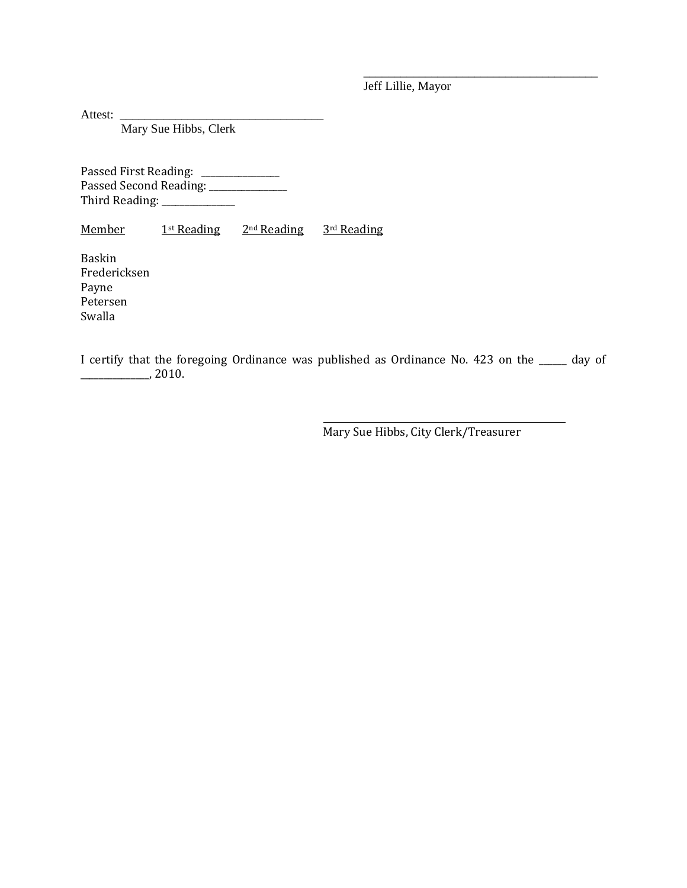\_\_\_\_\_\_\_\_\_\_\_\_\_\_\_\_\_\_\_\_\_\_\_\_\_\_\_\_\_\_\_\_\_\_\_\_\_\_\_\_\_\_
Jeff Lillie, Mayor

Attest: \_\_\_\_\_\_\_\_\_\_\_\_\_\_\_\_\_\_\_\_\_\_\_\_\_\_\_\_\_\_\_\_\_\_\_\_\_
Mary Sue Hibbs, Clerk

Passed First Reading: \_\_\_\_\_\_\_\_\_\_\_\_\_\_\_
Passed Second Reading: \_\_\_\_\_\_\_\_\_\_\_\_\_\_\_
Third Reading: \_\_\_\_\_\_\_\_\_\_\_\_\_\_

| Member | 1st Reading | 2nd Reading | 3rd Reading |
|---|---|---|---|
| Baskin | | | |
| Fredericksen | | | |
| Payne | | | |
| Petersen | | | |
| Swalla | | | |

I certify that the foregoing Ordinance was published as Ordinance No. 423 on the \_\_\_\_\_\_ day of \_\_\_\_\_\_\_\_\_\_\_\_\_\_, 2010.

\_\_\_\_\_\_\_\_\_\_\_\_\_\_\_\_\_\_\_\_\_\_\_\_\_\_\_\_\_\_\_\_\_\_\_\_\_\_\_\_\_\_
Mary Sue Hibbs, City Clerk/Treasurer